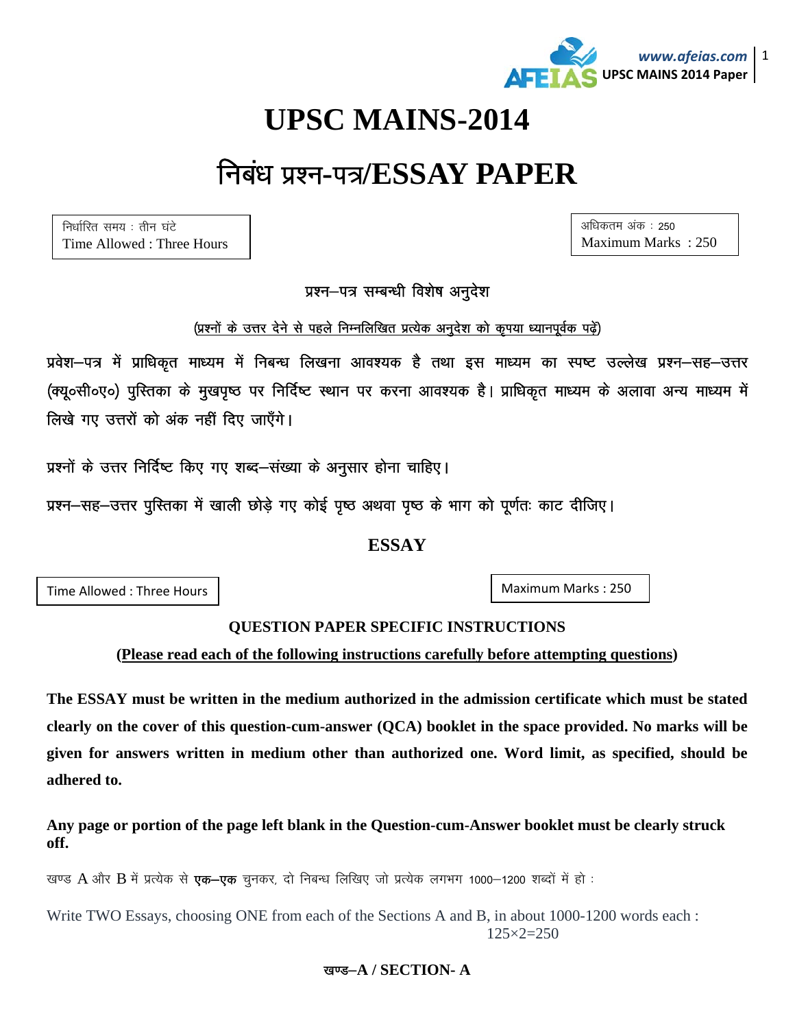# UPSC MAINS-2014

# निबंध प्रश्न-पत्र/ESSAY PAPER

| | |
|---|---|
| निर्धारित समय : तीन घंटे<br>Time Allowed : Three Hours | अधिकतम अंक : 250<br>Maximum Marks : 250 |

### प्रश्न–पत्र सम्बन्धी विशेष अनुदेश

(प्रश्नों के उत्तर देने से पहले निम्नलिखित प्रत्येक अनुदेश को कृपया ध्यानपूर्वक पढ़ें)

प्रवेश–पत्र में प्राधिकृत माध्यम में निबन्ध लिखना आवश्यक है तथा इस माध्यम का स्पष्ट उल्लेख प्रश्न–सह–उत्तर (क्यू०सी०ए०) पुस्तिका के मुखपृष्ठ पर निर्दिष्ट स्थान पर करना आवश्यक है। प्राधिकृत माध्यम के अलावा अन्य माध्यम में लिखे गए उत्तरों को अंक नहीं दिए जाएँगे।

प्रश्नों के उत्तर निर्दिष्ट किए गए शब्द–संख्या के अनुसार होना चाहिए।

प्रश्न–सह–उत्तर पुस्तिका में खाली छोड़े गए कोई पृष्ठ अथवा पृष्ठ के भाग को पूर्णतः काट दीजिए।

## ESSAY

| | |
|---|---|
| Time Allowed : Three Hours | Maximum Marks : 250 |

### QUESTION PAPER SPECIFIC INSTRUCTIONS

**(Please read each of the following instructions carefully before attempting questions)**

**The ESSAY must be written in the medium authorized in the admission certificate which must be stated clearly on the cover of this question-cum-answer (QCA) booklet in the space provided. No marks will be given for answers written in medium other than authorized one. Word limit, as specified, should be adhered to.**

**Any page or portion of the page left blank in the Question-cum-Answer booklet must be clearly struck off.**

खण्ड A और B में प्रत्येक से **एक–एक** चुनकर, दो निबन्ध लिखिए जो प्रत्येक लगभग 1000–1200 शब्दों में हो :

Write TWO Essays, choosing ONE from each of the Sections A and B, in about 1000-1200 words each :
125×2=250

### खण्ड–A / SECTION- A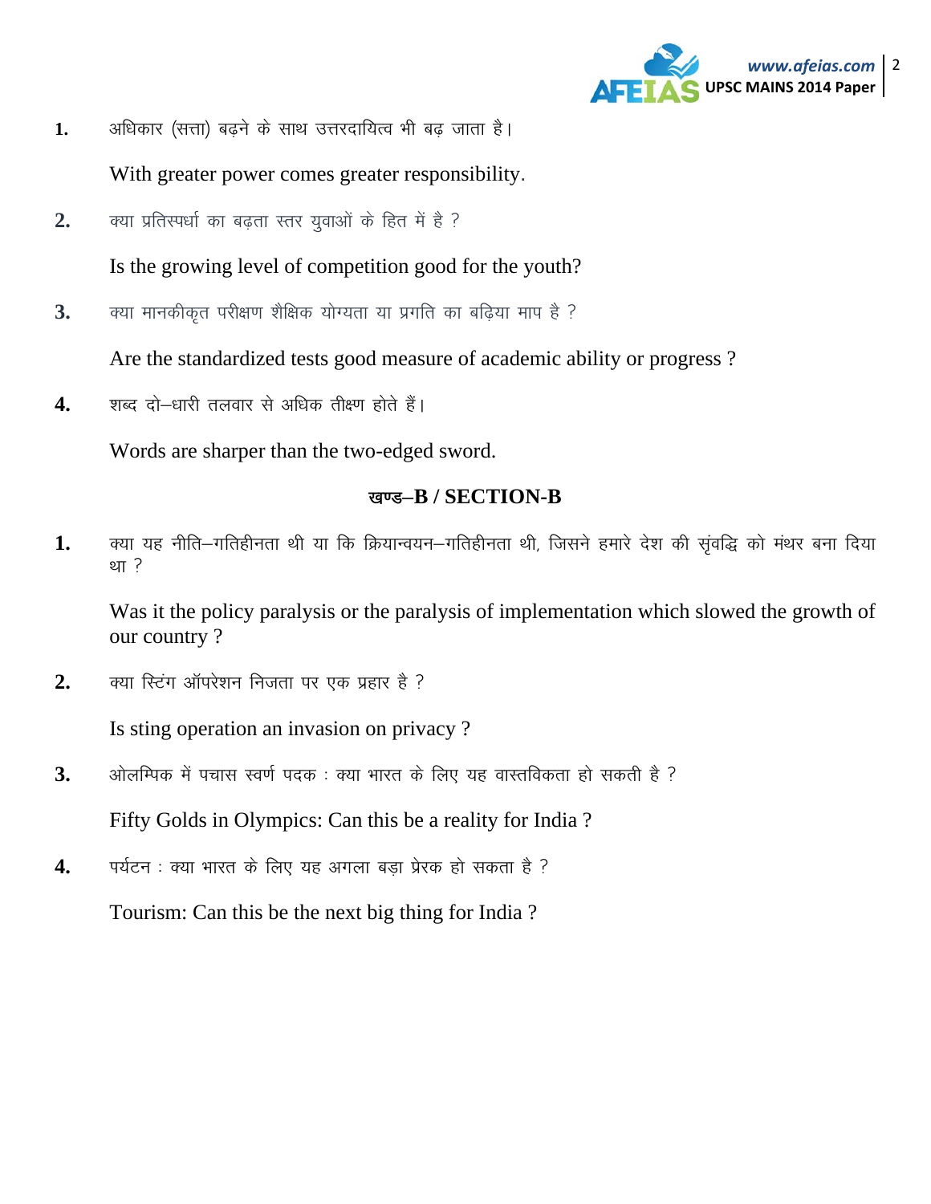1. अधिकार (सत्ता) बढ़ने के साथ उत्तरदायित्व भी बढ़ जाता है।

   With greater power comes greater responsibility.

2. क्या प्रतिस्पर्धा का बढ़ता स्तर युवाओं के हित में है ?

   Is the growing level of competition good for the youth?

3. क्या मानकीकृत परीक्षण शैक्षिक योग्यता या प्रगति का बढ़िया माप है ?

   Are the standardized tests good measure of academic ability or progress ?

4. शब्द दो–धारी तलवार से अधिक तीक्ष्ण होते हैं।

   Words are sharper than the two-edged sword.

## खण्ड–B / SECTION-B

1. क्या यह नीति–गतिहीनता थी या कि क्रियान्वयन–गतिहीनता थी, जिसने हमारे देश की संवृद्धि को मंथर बना दिया था ?

   Was it the policy paralysis or the paralysis of implementation which slowed the growth of our country ?

2. क्या स्टिंग ऑपरेशन निजता पर एक प्रहार है ?

   Is sting operation an invasion on privacy ?

3. ओलम्पिक में पचास स्वर्ण पदक : क्या भारत के लिए यह वास्तविकता हो सकती है ?

   Fifty Golds in Olympics: Can this be a reality for India ?

4. पर्यटन : क्या भारत के लिए यह अगला बड़ा प्रेरक हो सकता है ?

   Tourism: Can this be the next big thing for India ?